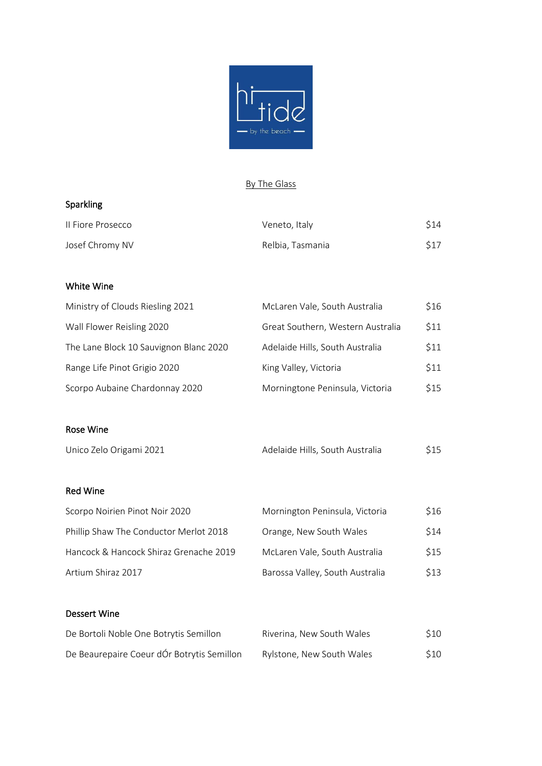hi tide
— by the beach —

## By The Glass

### Sparkling

| | | |
|---|---|---|
| Il Fiore Prosecco | Veneto, Italy | $14 |
| Josef Chromy NV | Relbia, Tasmania | $17 |

### White Wine

| | | |
|---|---|---|
| Ministry of Clouds Riesling 2021 | McLaren Vale, South Australia | $16 |
| Wall Flower Reisling 2020 | Great Southern, Western Australia | $11 |
| The Lane Block 10 Sauvignon Blanc 2020 | Adelaide Hills, South Australia | $11 |
| Range Life Pinot Grigio 2020 | King Valley, Victoria | $11 |
| Scorpo Aubaine Chardonnay 2020 | Morningtone Peninsula, Victoria | $15 |

### Rose Wine

| | | |
|---|---|---|
| Unico Zelo Origami 2021 | Adelaide Hills, South Australia | $15 |

### Red Wine

| | | |
|---|---|---|
| Scorpo Noirien Pinot Noir 2020 | Mornington Peninsula, Victoria | $16 |
| Phillip Shaw The Conductor Merlot 2018 | Orange, New South Wales | $14 |
| Hancock & Hancock Shiraz Grenache 2019 | McLaren Vale, South Australia | $15 |
| Artium Shiraz 2017 | Barossa Valley, South Australia | $13 |

### Dessert Wine

| | | |
|---|---|---|
| De Bortoli Noble One Botrytis Semillon | Riverina, New South Wales | $10 |
| De Beaurepaire Coeur dÓr Botrytis Semillon | Rylstone, New South Wales | $10 |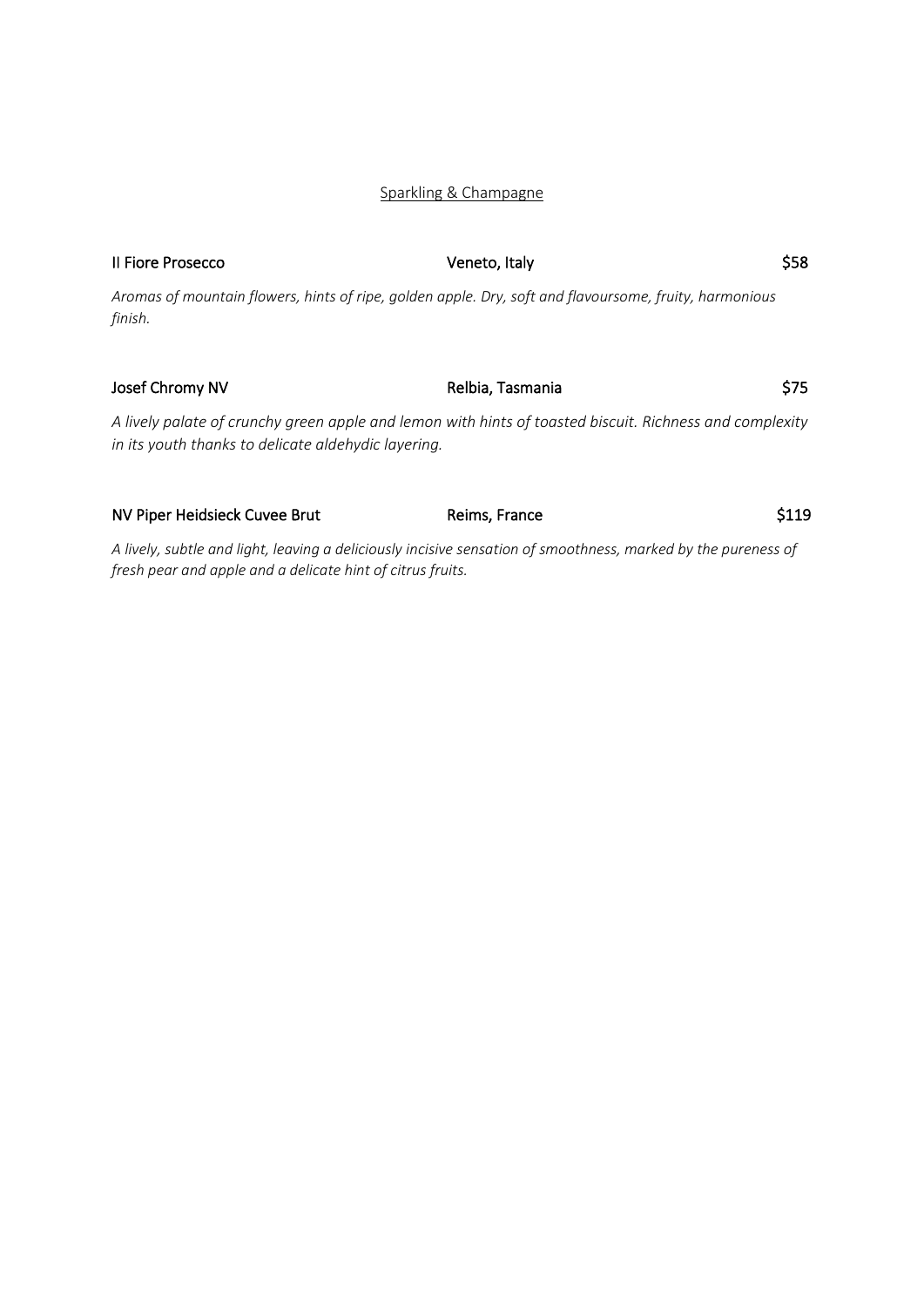## Sparkling & Champagne

**Il Fiore Prosecco** — **Veneto, Italy** — **$58**

*Aromas of mountain flowers, hints of ripe, golden apple. Dry, soft and flavoursome, fruity, harmonious finish.*

**Josef Chromy NV** — **Relbia, Tasmania** — **$75**

*A lively palate of crunchy green apple and lemon with hints of toasted biscuit. Richness and complexity in its youth thanks to delicate aldehydic layering.*

**NV Piper Heidsieck Cuvee Brut** — **Reims, France** — **$119**

*A lively, subtle and light, leaving a deliciously incisive sensation of smoothness, marked by the pureness of fresh pear and apple and a delicate hint of citrus fruits.*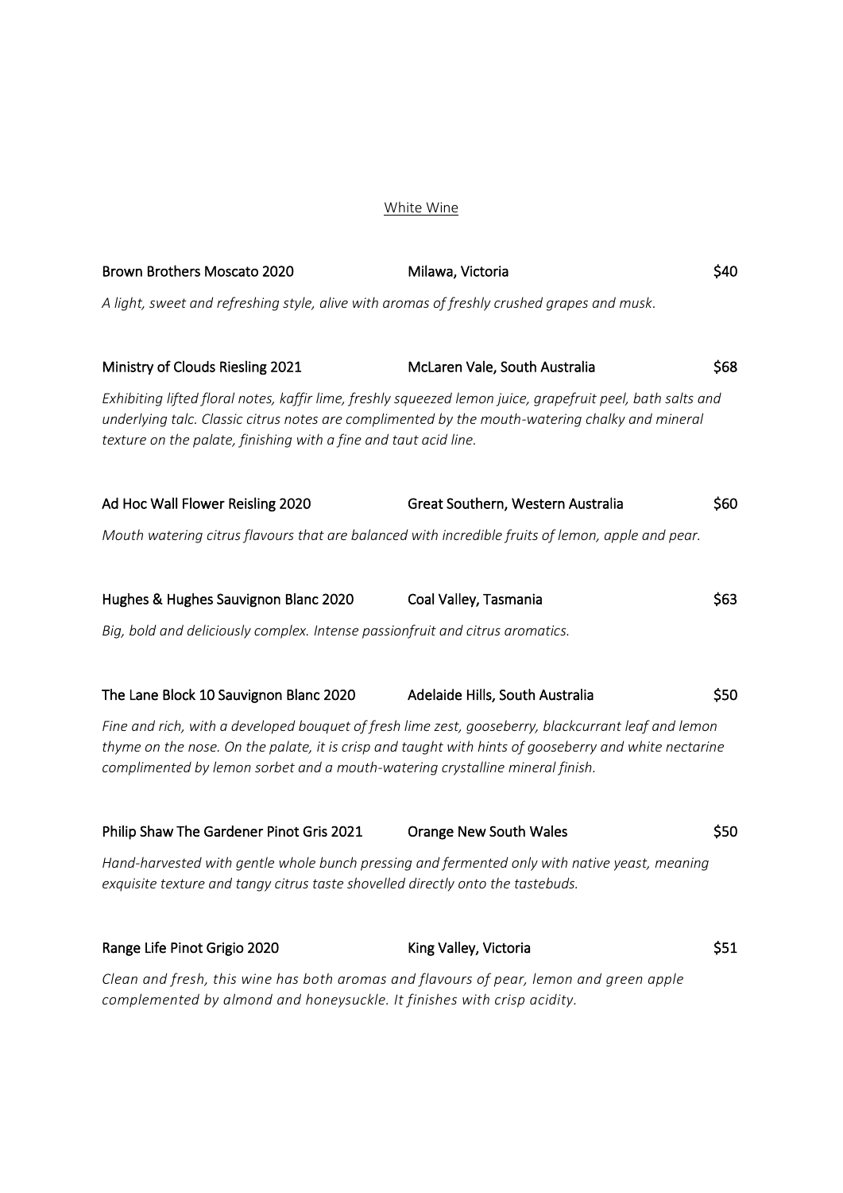## White Wine

**Brown Brothers Moscato 2020** — **Milawa, Victoria** — **$40**

*A light, sweet and refreshing style, alive with aromas of freshly crushed grapes and musk.*

**Ministry of Clouds Riesling 2021** — **McLaren Vale, South Australia** — **$68**

*Exhibiting lifted floral notes, kaffir lime, freshly squeezed lemon juice, grapefruit peel, bath salts and underlying talc. Classic citrus notes are complimented by the mouth-watering chalky and mineral texture on the palate, finishing with a fine and taut acid line.*

**Ad Hoc Wall Flower Reisling 2020** — **Great Southern, Western Australia** — **$60**

*Mouth watering citrus flavours that are balanced with incredible fruits of lemon, apple and pear.*

**Hughes & Hughes Sauvignon Blanc 2020** — **Coal Valley, Tasmania** — **$63**

*Big, bold and deliciously complex. Intense passionfruit and citrus aromatics.*

**The Lane Block 10 Sauvignon Blanc 2020** — **Adelaide Hills, South Australia** — **$50**

*Fine and rich, with a developed bouquet of fresh lime zest, gooseberry, blackcurrant leaf and lemon thyme on the nose. On the palate, it is crisp and taught with hints of gooseberry and white nectarine complimented by lemon sorbet and a mouth-watering crystalline mineral finish.*

**Philip Shaw The Gardener Pinot Gris 2021** — **Orange New South Wales** — **$50**

*Hand-harvested with gentle whole bunch pressing and fermented only with native yeast, meaning exquisite texture and tangy citrus taste shovelled directly onto the tastebuds.*

**Range Life Pinot Grigio 2020** — **King Valley, Victoria** — **$51**

*Clean and fresh, this wine has both aromas and flavours of pear, lemon and green apple complemented by almond and honeysuckle. It finishes with crisp acidity.*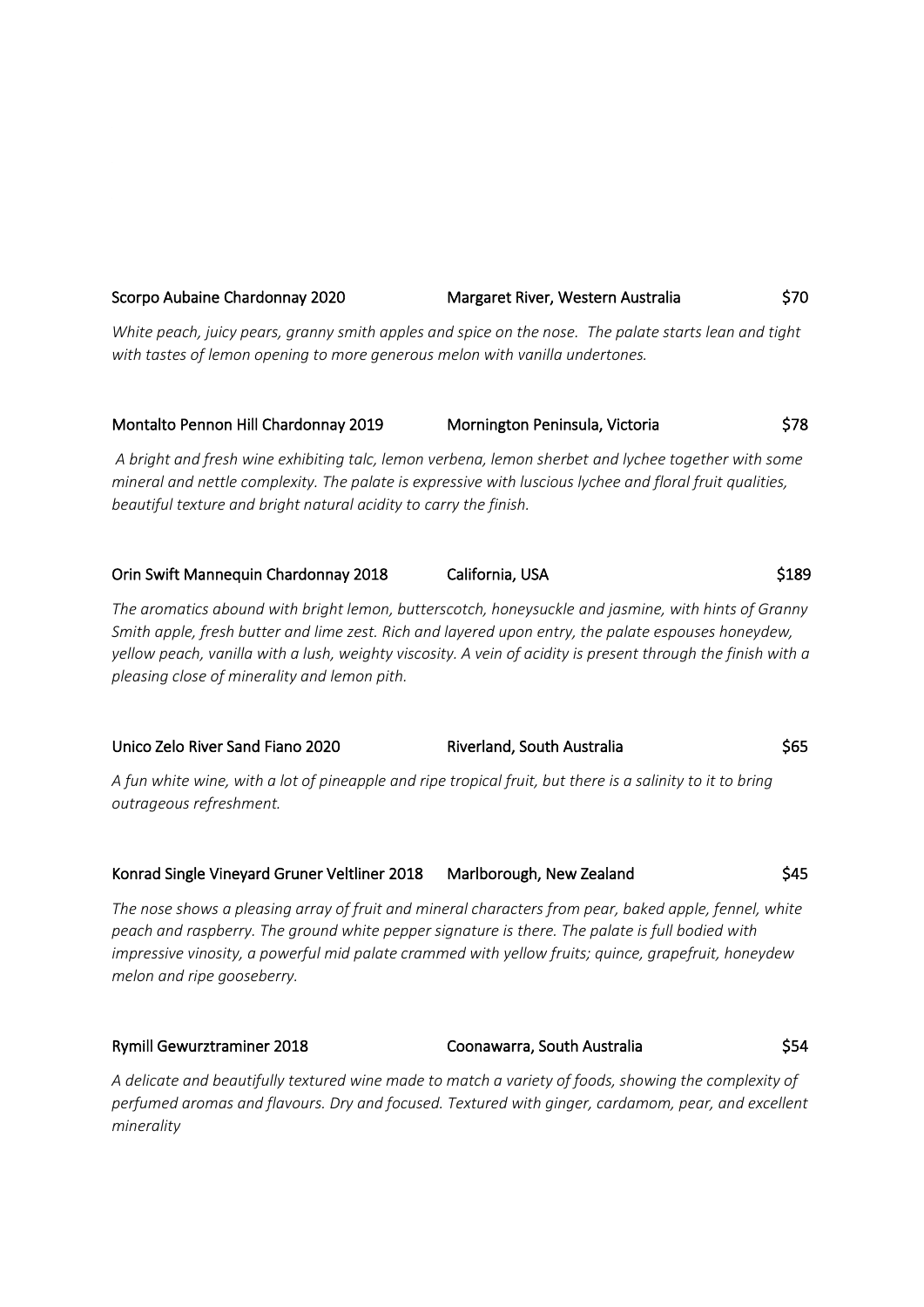**Scorpo Aubaine Chardonnay 2020** | Margaret River, Western Australia | $70

*White peach, juicy pears, granny smith apples and spice on the nose. The palate starts lean and tight with tastes of lemon opening to more generous melon with vanilla undertones.*

**Montalto Pennon Hill Chardonnay 2019** | Mornington Peninsula, Victoria | $78

*A bright and fresh wine exhibiting talc, lemon verbena, lemon sherbet and lychee together with some mineral and nettle complexity. The palate is expressive with luscious lychee and floral fruit qualities, beautiful texture and bright natural acidity to carry the finish.*

**Orin Swift Mannequin Chardonnay 2018** | California, USA | $189

*The aromatics abound with bright lemon, butterscotch, honeysuckle and jasmine, with hints of Granny Smith apple, fresh butter and lime zest. Rich and layered upon entry, the palate espouses honeydew, yellow peach, vanilla with a lush, weighty viscosity. A vein of acidity is present through the finish with a pleasing close of minerality and lemon pith.*

**Unico Zelo River Sand Fiano 2020** | Riverland, South Australia | $65

*A fun white wine, with a lot of pineapple and ripe tropical fruit, but there is a salinity to it to bring outrageous refreshment.*

**Konrad Single Vineyard Gruner Veltliner 2018** | Marlborough, New Zealand | $45

*The nose shows a pleasing array of fruit and mineral characters from pear, baked apple, fennel, white peach and raspberry. The ground white pepper signature is there. The palate is full bodied with impressive vinosity, a powerful mid palate crammed with yellow fruits; quince, grapefruit, honeydew melon and ripe gooseberry.*

**Rymill Gewurztraminer 2018** | Coonawarra, South Australia | $54

*A delicate and beautifully textured wine made to match a variety of foods, showing the complexity of perfumed aromas and flavours. Dry and focused. Textured with ginger, cardamom, pear, and excellent minerality*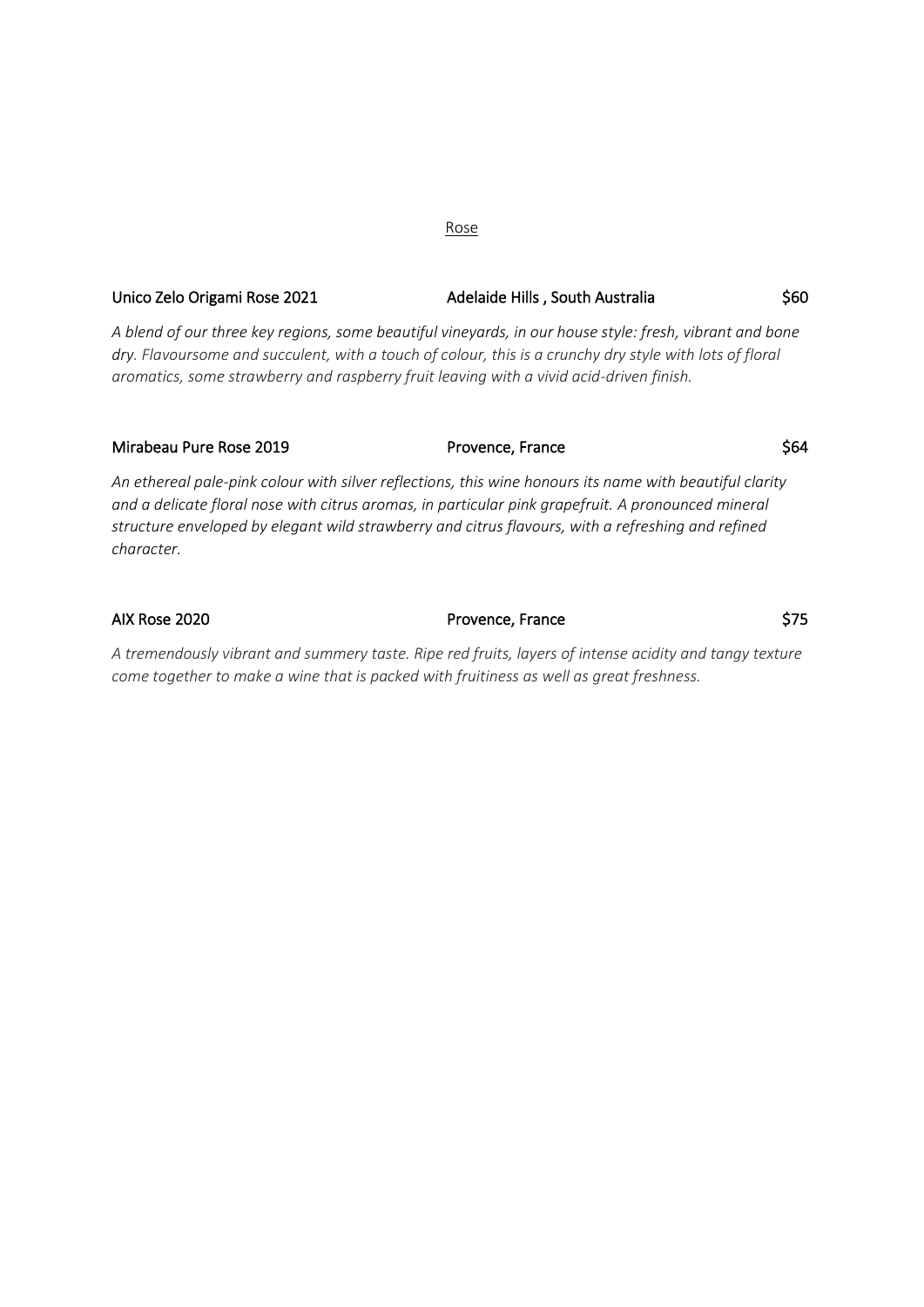## Rose

**Unico Zelo Origami Rose 2021** | **Adelaide Hills , South Australia** | **$60**

*A blend of our three key regions, some beautiful vineyards, in our house style: fresh, vibrant and bone dry. Flavoursome and succulent, with a touch of colour, this is a crunchy dry style with lots of floral aromatics, some strawberry and raspberry fruit leaving with a vivid acid-driven finish.*

**Mirabeau Pure Rose 2019** | **Provence, France** | **$64**

*An ethereal pale-pink colour with silver reflections, this wine honours its name with beautiful clarity and a delicate floral nose with citrus aromas, in particular pink grapefruit. A pronounced mineral structure enveloped by elegant wild strawberry and citrus flavours, with a refreshing and refined character.*

**AIX Rose 2020** | **Provence, France** | **$75**

*A tremendously vibrant and summery taste. Ripe red fruits, layers of intense acidity and tangy texture come together to make a wine that is packed with fruitiness as well as great freshness.*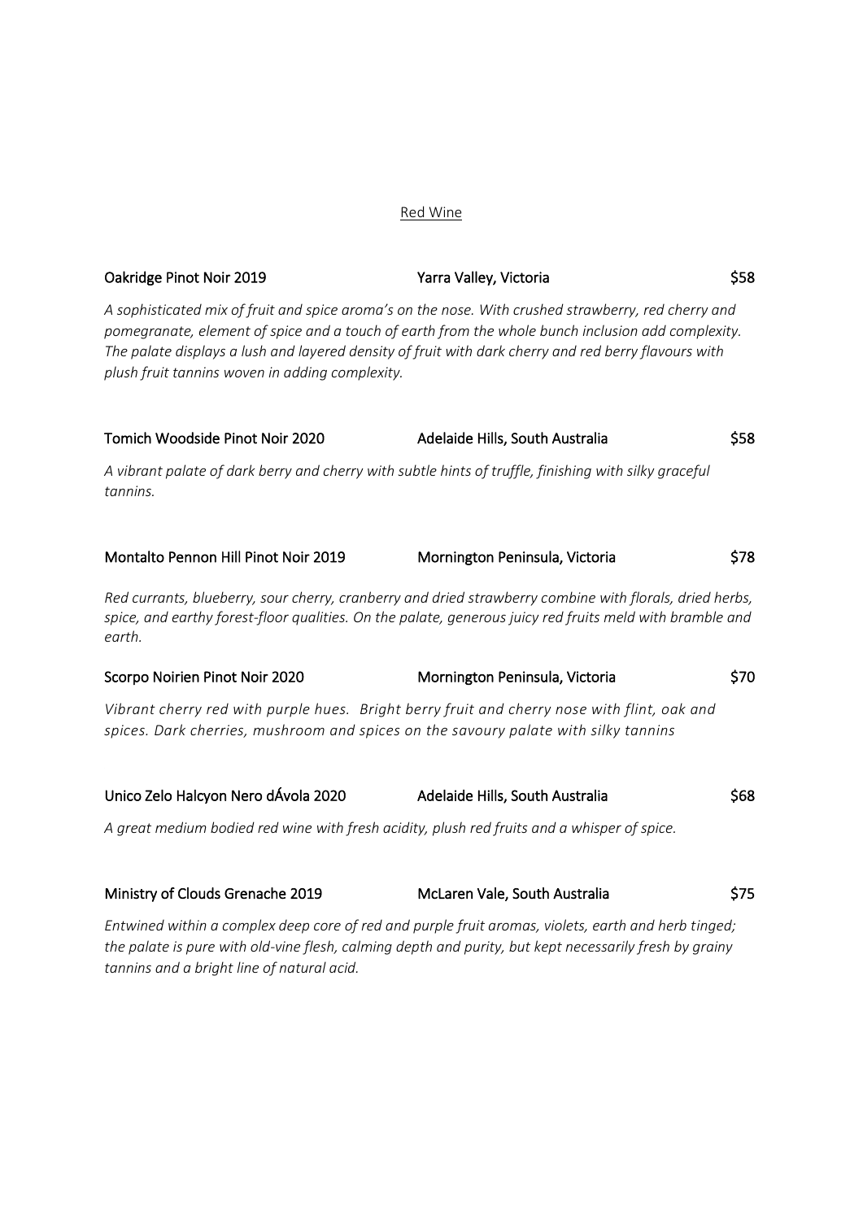## Red Wine

**Oakridge Pinot Noir 2019** Yarra Valley, Victoria $58

*A sophisticated mix of fruit and spice aroma's on the nose. With crushed strawberry, red cherry and pomegranate, element of spice and a touch of earth from the whole bunch inclusion add complexity. The palate displays a lush and layered density of fruit with dark cherry and red berry flavours with plush fruit tannins woven in adding complexity.*

**Tomich Woodside Pinot Noir 2020** Adelaide Hills, South Australia $58

*A vibrant palate of dark berry and cherry with subtle hints of truffle, finishing with silky graceful tannins.*

**Montalto Pennon Hill Pinot Noir 2019** Mornington Peninsula, Victoria $78

*Red currants, blueberry, sour cherry, cranberry and dried strawberry combine with florals, dried herbs, spice, and earthy forest-floor qualities. On the palate, generous juicy red fruits meld with bramble and earth.*

**Scorpo Noirien Pinot Noir 2020** Mornington Peninsula, Victoria $70

*Vibrant cherry red with purple hues. Bright berry fruit and cherry nose with flint, oak and spices. Dark cherries, mushroom and spices on the savoury palate with silky tannins*

**Unico Zelo Halcyon Nero dÁvola 2020** Adelaide Hills, South Australia $68

*A great medium bodied red wine with fresh acidity, plush red fruits and a whisper of spice.*

**Ministry of Clouds Grenache 2019** McLaren Vale, South Australia $75

*Entwined within a complex deep core of red and purple fruit aromas, violets, earth and herb tinged; the palate is pure with old-vine flesh, calming depth and purity, but kept necessarily fresh by grainy tannins and a bright line of natural acid.*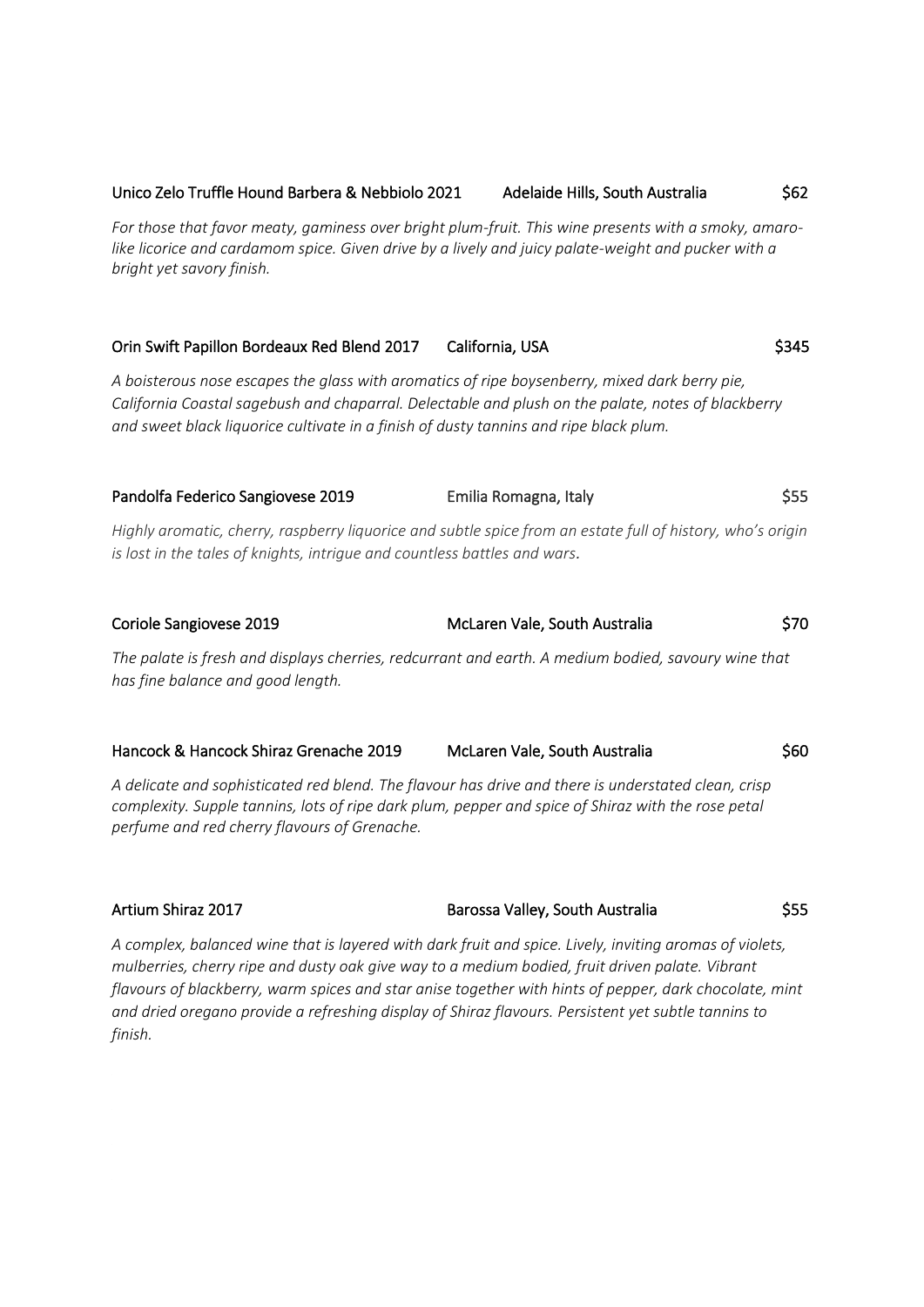**Unico Zelo Truffle Hound Barbera & Nebbiolo 2021** Adelaide Hills, South Australia $62

*For those that favor meaty, gaminess over bright plum-fruit. This wine presents with a smoky, amaro-like licorice and cardamom spice. Given drive by a lively and juicy palate-weight and pucker with a bright yet savory finish.*

**Orin Swift Papillon Bordeaux Red Blend 2017** California, USA $345

*A boisterous nose escapes the glass with aromatics of ripe boysenberry, mixed dark berry pie, California Coastal sagebush and chaparral. Delectable and plush on the palate, notes of blackberry and sweet black liquorice cultivate in a finish of dusty tannins and ripe black plum.*

**Pandolfa Federico Sangiovese 2019** Emilia Romagna, Italy $55

*Highly aromatic, cherry, raspberry liquorice and subtle spice from an estate full of history, who's origin is lost in the tales of knights, intrigue and countless battles and wars.*

**Coriole Sangiovese 2019** McLaren Vale, South Australia $70

*The palate is fresh and displays cherries, redcurrant and earth. A medium bodied, savoury wine that has fine balance and good length.*

**Hancock & Hancock Shiraz Grenache 2019** McLaren Vale, South Australia $60

*A delicate and sophisticated red blend. The flavour has drive and there is understated clean, crisp complexity. Supple tannins, lots of ripe dark plum, pepper and spice of Shiraz with the rose petal perfume and red cherry flavours of Grenache.*

**Artium Shiraz 2017** Barossa Valley, South Australia $55

*A complex, balanced wine that is layered with dark fruit and spice. Lively, inviting aromas of violets, mulberries, cherry ripe and dusty oak give way to a medium bodied, fruit driven palate. Vibrant flavours of blackberry, warm spices and star anise together with hints of pepper, dark chocolate, mint and dried oregano provide a refreshing display of Shiraz flavours. Persistent yet subtle tannins to finish.*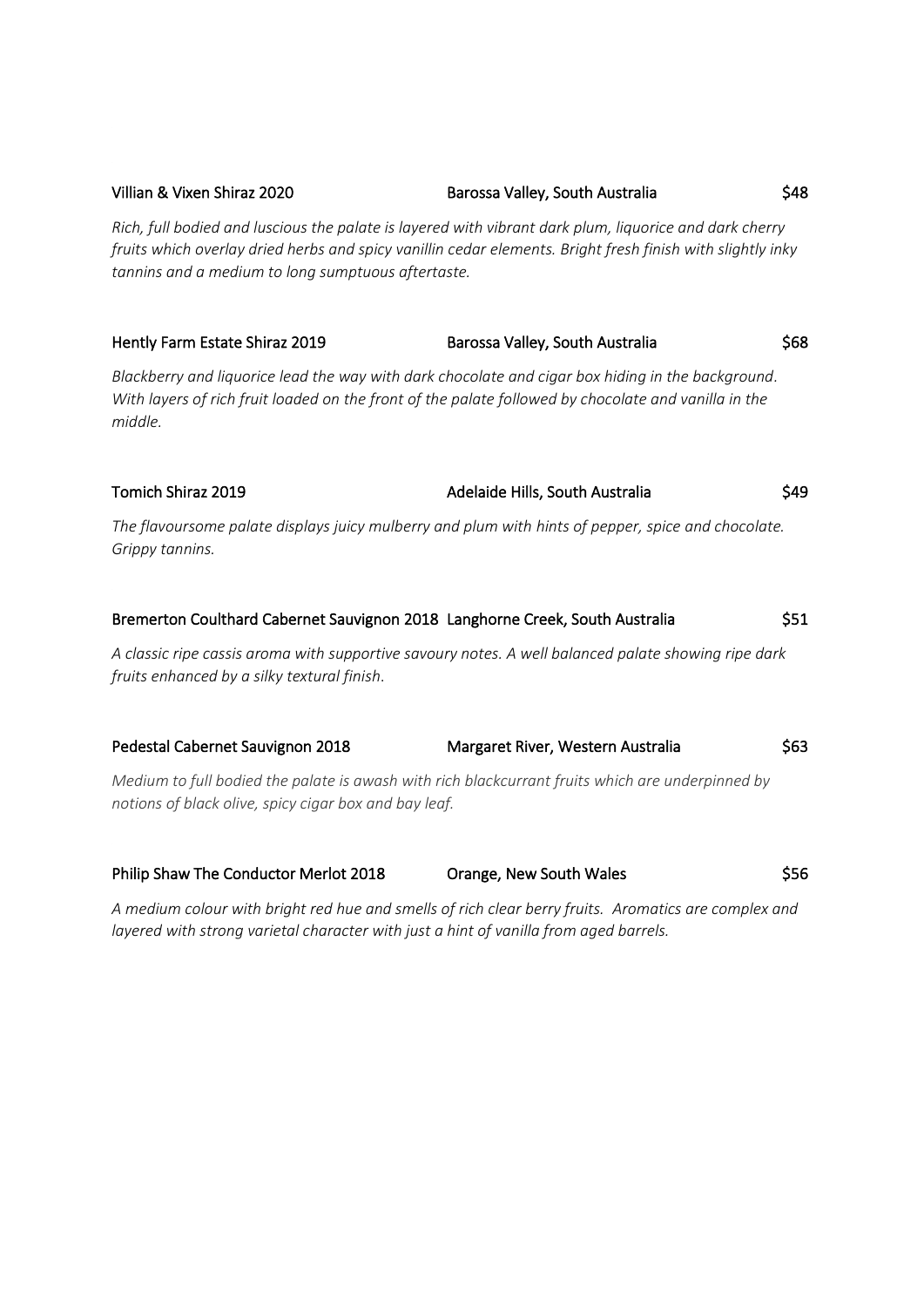**Villian & Vixen Shiraz 2020** | **Barossa Valley, South Australia** | **$48**

*Rich, full bodied and luscious the palate is layered with vibrant dark plum, liquorice and dark cherry fruits which overlay dried herbs and spicy vanillin cedar elements. Bright fresh finish with slightly inky tannins and a medium to long sumptuous aftertaste.*

**Hently Farm Estate Shiraz 2019** | **Barossa Valley, South Australia** | **$68**

*Blackberry and liquorice lead the way with dark chocolate and cigar box hiding in the background. With layers of rich fruit loaded on the front of the palate followed by chocolate and vanilla in the middle.*

**Tomich Shiraz 2019** | **Adelaide Hills, South Australia** | **$49**

*The flavoursome palate displays juicy mulberry and plum with hints of pepper, spice and chocolate. Grippy tannins.*

**Bremerton Coulthard Cabernet Sauvignon 2018** | **Langhorne Creek, South Australia** | **$51**

*A classic ripe cassis aroma with supportive savoury notes. A well balanced palate showing ripe dark fruits enhanced by a silky textural finish.*

**Pedestal Cabernet Sauvignon 2018** | **Margaret River, Western Australia** | **$63**

*Medium to full bodied the palate is awash with rich blackcurrant fruits which are underpinned by notions of black olive, spicy cigar box and bay leaf.*

**Philip Shaw The Conductor Merlot 2018** | **Orange, New South Wales** | **$56**

*A medium colour with bright red hue and smells of rich clear berry fruits. Aromatics are complex and layered with strong varietal character with just a hint of vanilla from aged barrels.*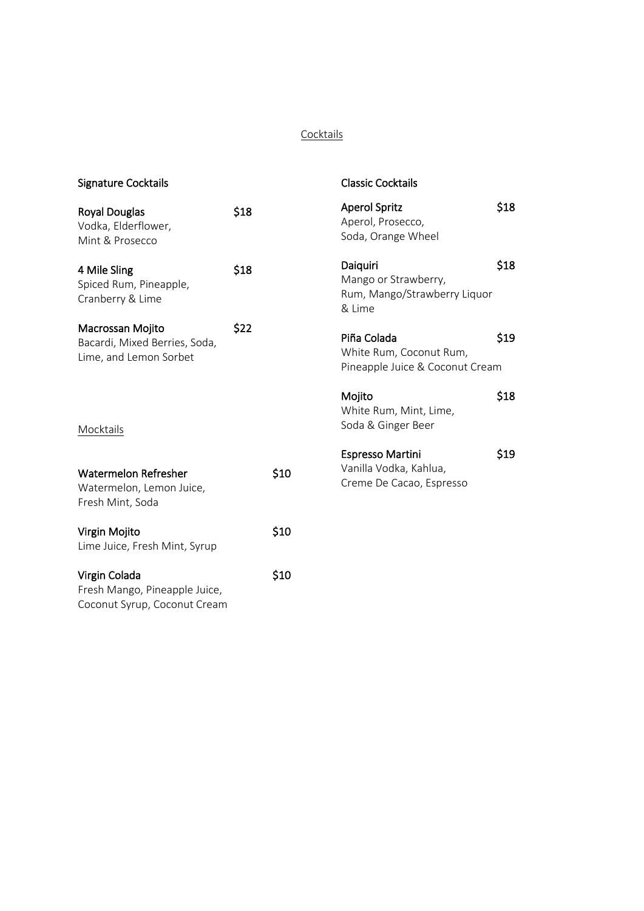# Cocktails

## Signature Cocktails

**Royal Douglas** $18
Vodka, Elderflower,
Mint & Prosecco

**4 Mile Sling** $18
Spiced Rum, Pineapple,
Cranberry & Lime

**Macrossan Mojito** $22
Bacardi, Mixed Berries, Soda,
Lime, and Lemon Sorbet

## Mocktails

**Watermelon Refresher** $10
Watermelon, Lemon Juice,
Fresh Mint, Soda

**Virgin Mojito** $10
Lime Juice, Fresh Mint, Syrup

**Virgin Colada** $10
Fresh Mango, Pineapple Juice,
Coconut Syrup, Coconut Cream

## Classic Cocktails

**Aperol Spritz** $18
Aperol, Prosecco,
Soda, Orange Wheel

**Daiquiri** $18
Mango or Strawberry,
Rum, Mango/Strawberry Liquor
& Lime

**Piña Colada** $19
White Rum, Coconut Rum,
Pineapple Juice & Coconut Cream

**Mojito** $18
White Rum, Mint, Lime,
Soda & Ginger Beer

**Espresso Martini** $19
Vanilla Vodka, Kahlua,
Creme De Cacao, Espresso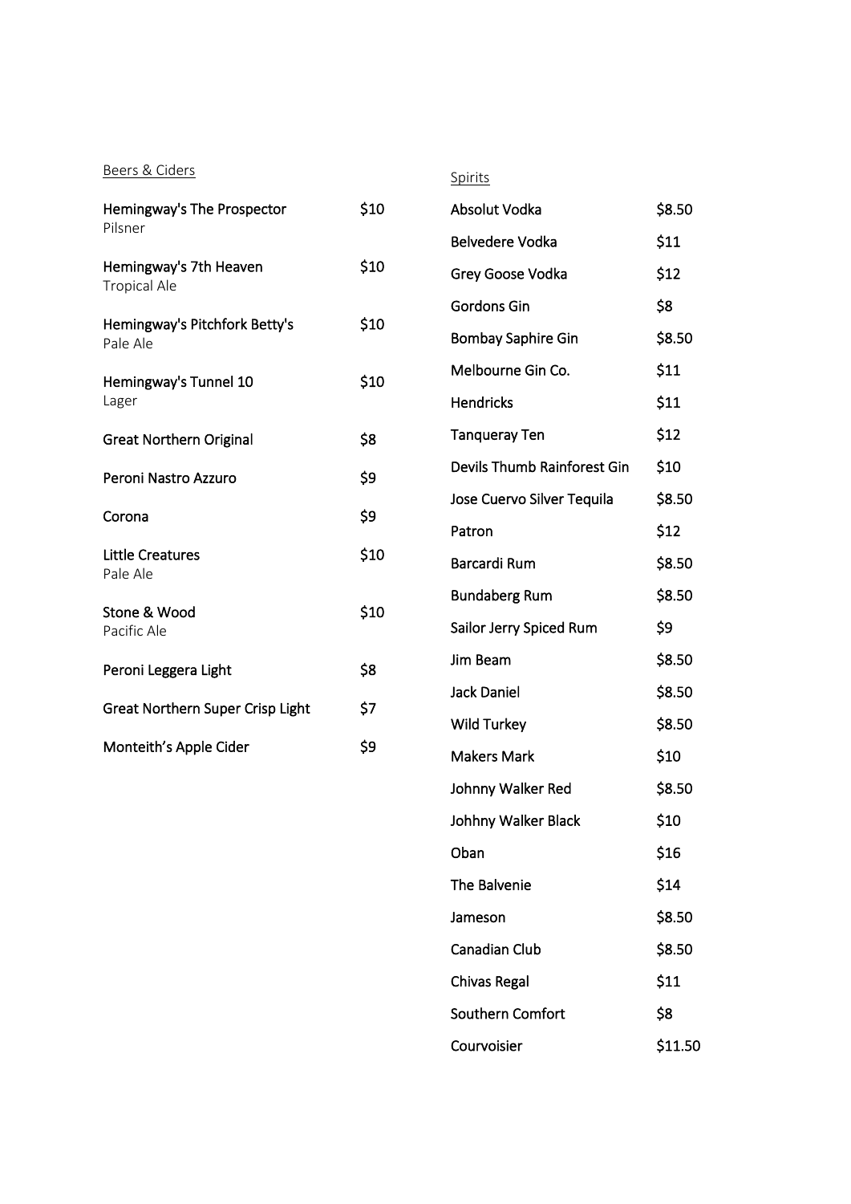## Beers & Ciders

| Item | Price |
| --- | --- |
| Hemingway's The Prospector<br>Pilsner | $10 |
| Hemingway's 7th Heaven<br>Tropical Ale | $10 |
| Hemingway's Pitchfork Betty's<br>Pale Ale | $10 |
| Hemingway's Tunnel 10<br>Lager | $10 |
| Great Northern Original | $8 |
| Peroni Nastro Azzuro | $9 |
| Corona | $9 |
| Little Creatures<br>Pale Ale | $10 |
| Stone & Wood<br>Pacific Ale | $10 |
| Peroni Leggera Light | $8 |
| Great Northern Super Crisp Light | $7 |
| Monteith's Apple Cider | $9 |

## Spirits

| Item | Price |
| --- | --- |
| Absolut Vodka | $8.50 |
| Belvedere Vodka | $11 |
| Grey Goose Vodka | $12 |
| Gordons Gin | $8 |
| Bombay Saphire Gin | $8.50 |
| Melbourne Gin Co. | $11 |
| Hendricks | $11 |
| Tanqueray Ten | $12 |
| Devils Thumb Rainforest Gin | $10 |
| Jose Cuervo Silver Tequila | $8.50 |
| Patron | $12 |
| Barcardi Rum | $8.50 |
| Bundaberg Rum | $8.50 |
| Sailor Jerry Spiced Rum | $9 |
| Jim Beam | $8.50 |
| Jack Daniel | $8.50 |
| Wild Turkey | $8.50 |
| Makers Mark | $10 |
| Johnny Walker Red | $8.50 |
| Johhny Walker Black | $10 |
| Oban | $16 |
| The Balvenie | $14 |
| Jameson | $8.50 |
| Canadian Club | $8.50 |
| Chivas Regal | $11 |
| Southern Comfort | $8 |
| Courvoisier | $11.50 |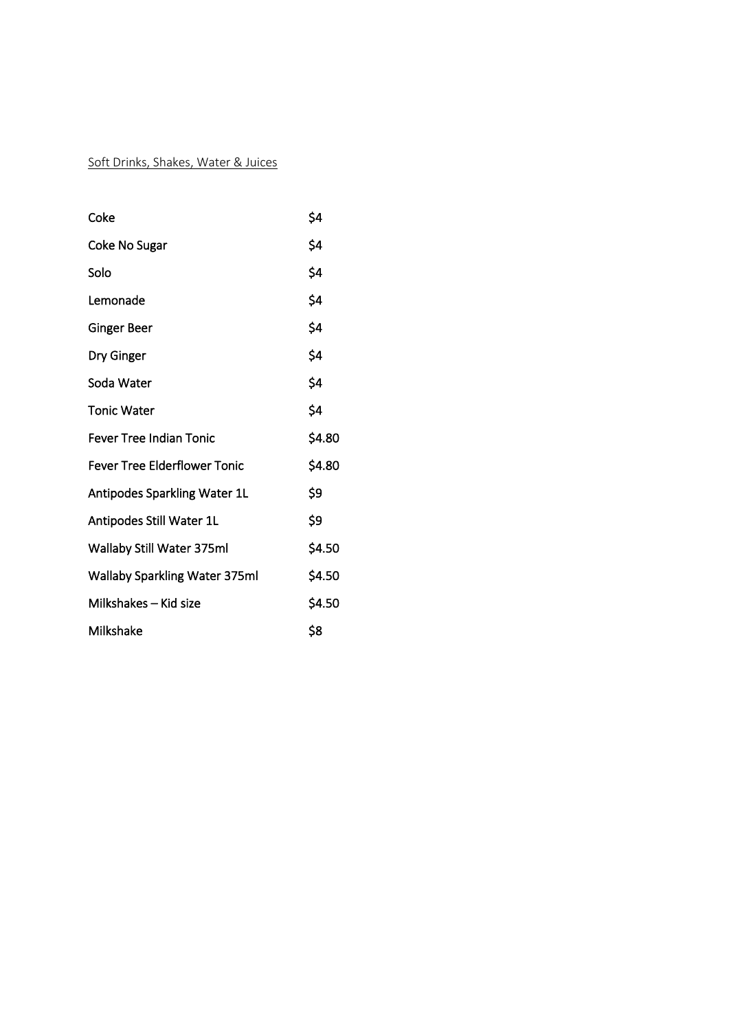Soft Drinks, Shakes, Water & Juices

| | |
|---|---|
| Coke | $4 |
| Coke No Sugar | $4 |
| Solo | $4 |
| Lemonade | $4 |
| Ginger Beer | $4 |
| Dry Ginger | $4 |
| Soda Water | $4 |
| Tonic Water | $4 |
| Fever Tree Indian Tonic | $4.80 |
| Fever Tree Elderflower Tonic | $4.80 |
| Antipodes Sparkling Water 1L | $9 |
| Antipodes Still Water 1L | $9 |
| Wallaby Still Water 375ml | $4.50 |
| Wallaby Sparkling Water 375ml | $4.50 |
| Milkshakes – Kid size | $4.50 |
| Milkshake | $8 |